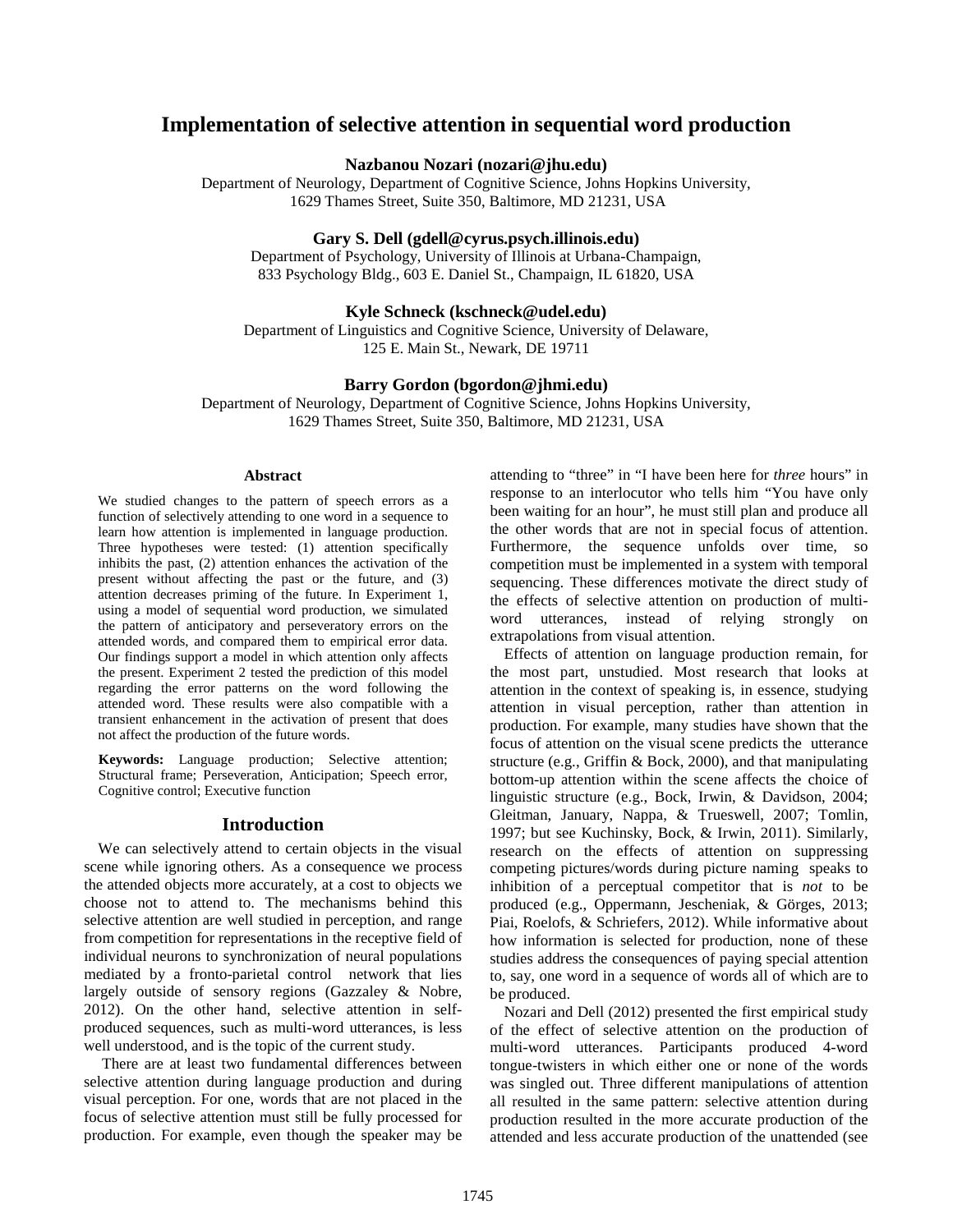# Implementation of selective attention in sequential word production

**Nazbanou Nozari (nozari@jhu.edu)**
Department of Neurology, Department of Cognitive Science, Johns Hopkins University,
1629 Thames Street, Suite 350, Baltimore, MD 21231, USA

**Gary S. Dell (gdell@cyrus.psych.illinois.edu)**
Department of Psychology, University of Illinois at Urbana-Champaign,
833 Psychology Bldg., 603 E. Daniel St., Champaign, IL 61820, USA

**Kyle Schneck (kschneck@udel.edu)**
Department of Linguistics and Cognitive Science, University of Delaware,
125 E. Main St., Newark, DE 19711

**Barry Gordon (bgordon@jhmi.edu)**
Department of Neurology, Department of Cognitive Science, Johns Hopkins University,
1629 Thames Street, Suite 350, Baltimore, MD 21231, USA

## Abstract

We studied changes to the pattern of speech errors as a function of selectively attending to one word in a sequence to learn how attention is implemented in language production. Three hypotheses were tested: (1) attention specifically inhibits the past, (2) attention enhances the activation of the present without affecting the past or the future, and (3) attention decreases priming of the future. In Experiment 1, using a model of sequential word production, we simulated the pattern of anticipatory and perseveratory errors on the attended words, and compared them to empirical error data. Our findings support a model in which attention only affects the present. Experiment 2 tested the prediction of this model regarding the error patterns on the word following the attended word. These results were also compatible with a transient enhancement in the activation of present that does not affect the production of the future words.

**Keywords:** Language production; Selective attention; Structural frame; Perseveration, Anticipation; Speech error, Cognitive control; Executive function

## Introduction

We can selectively attend to certain objects in the visual scene while ignoring others. As a consequence we process the attended objects more accurately, at a cost to objects we choose not to attend to. The mechanisms behind this selective attention are well studied in perception, and range from competition for representations in the receptive field of individual neurons to synchronization of neural populations mediated by a fronto-parietal control network that lies largely outside of sensory regions (Gazzaley & Nobre, 2012). On the other hand, selective attention in self-produced sequences, such as multi-word utterances, is less well understood, and is the topic of the current study.

There are at least two fundamental differences between selective attention during language production and during visual perception. For one, words that are not placed in the focus of selective attention must still be fully processed for production. For example, even though the speaker may be attending to "three" in "I have been here for *three* hours" in response to an interlocutor who tells him "You have only been waiting for an hour", he must still plan and produce all the other words that are not in special focus of attention. Furthermore, the sequence unfolds over time, so competition must be implemented in a system with temporal sequencing. These differences motivate the direct study of the effects of selective attention on production of multi-word utterances, instead of relying strongly on extrapolations from visual attention.

Effects of attention on language production remain, for the most part, unstudied. Most research that looks at attention in the context of speaking is, in essence, studying attention in visual perception, rather than attention in production. For example, many studies have shown that the focus of attention on the visual scene predicts the utterance structure (e.g., Griffin & Bock, 2000), and that manipulating bottom-up attention within the scene affects the choice of linguistic structure (e.g., Bock, Irwin, & Davidson, 2004; Gleitman, January, Nappa, & Trueswell, 2007; Tomlin, 1997; but see Kuchinsky, Bock, & Irwin, 2011). Similarly, research on the effects of attention on suppressing competing pictures/words during picture naming speaks to inhibition of a perceptual competitor that is *not* to be produced (e.g., Oppermann, Jescheniak, & Görges, 2013; Piai, Roelofs, & Schriefers, 2012). While informative about how information is selected for production, none of these studies address the consequences of paying special attention to, say, one word in a sequence of words all of which are to be produced.

Nozari and Dell (2012) presented the first empirical study of the effect of selective attention on the production of multi-word utterances. Participants produced 4-word tongue-twisters in which either one or none of the words was singled out. Three different manipulations of attention all resulted in the same pattern: selective attention during production resulted in the more accurate production of the attended and less accurate production of the unattended (see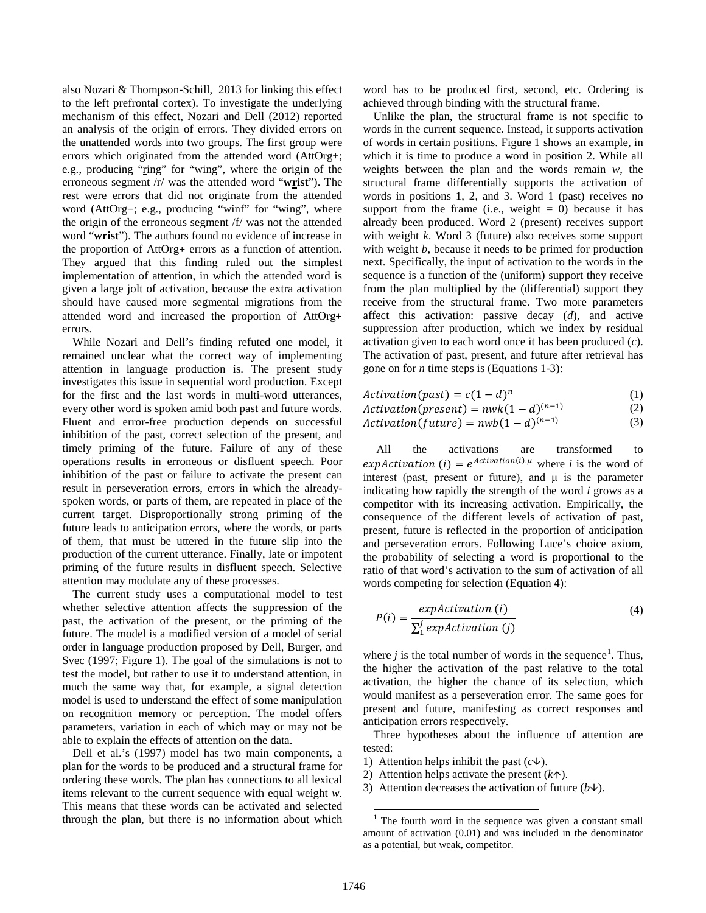also Nozari & Thompson-Schill, 2013 for linking this effect to the left prefrontal cortex). To investigate the underlying mechanism of this effect, Nozari and Dell (2012) reported an analysis of the origin of errors. They divided errors on the unattended words into two groups. The first group were errors which originated from the attended word (AttOrg+; e.g., producing "ring" for "wing", where the origin of the erroneous segment /r/ was the attended word "**wrist**"). The rest were errors that did not originate from the attended word (AttOrg−; e.g., producing "winf" for "wing", where the origin of the erroneous segment /f/ was not the attended word "**wrist**"). The authors found no evidence of increase in the proportion of AttOrg+ errors as a function of attention. They argued that this finding ruled out the simplest implementation of attention, in which the attended word is given a large jolt of activation, because the extra activation should have caused more segmental migrations from the attended word and increased the proportion of AttOrg+ errors.

While Nozari and Dell's finding refuted one model, it remained unclear what the correct way of implementing attention in language production is. The present study investigates this issue in sequential word production. Except for the first and the last words in multi-word utterances, every other word is spoken amid both past and future words. Fluent and error-free production depends on successful inhibition of the past, correct selection of the present, and timely priming of the future. Failure of any of these operations results in erroneous or disfluent speech. Poor inhibition of the past or failure to activate the present can result in perseveration errors, errors in which the already-spoken words, or parts of them, are repeated in place of the current target. Disproportionally strong priming of the future leads to anticipation errors, where the words, or parts of them, that must be uttered in the future slip into the production of the current utterance. Finally, late or impotent priming of the future results in disfluent speech. Selective attention may modulate any of these processes.

The current study uses a computational model to test whether selective attention affects the suppression of the past, the activation of the present, or the priming of the future. The model is a modified version of a model of serial order in language production proposed by Dell, Burger, and Svec (1997; Figure 1). The goal of the simulations is not to test the model, but rather to use it to understand attention, in much the same way that, for example, a signal detection model is used to understand the effect of some manipulation on recognition memory or perception. The model offers parameters, variation in each of which may or may not be able to explain the effects of attention on the data.

Dell et al.'s (1997) model has two main components, a plan for the words to be produced and a structural frame for ordering these words. The plan has connections to all lexical items relevant to the current sequence with equal weight *w*. This means that these words can be activated and selected through the plan, but there is no information about which word has to be produced first, second, etc. Ordering is achieved through binding with the structural frame.

Unlike the plan, the structural frame is not specific to words in the current sequence. Instead, it supports activation of words in certain positions. Figure 1 shows an example, in which it is time to produce a word in position 2. While all weights between the plan and the words remain *w*, the structural frame differentially supports the activation of words in positions 1, 2, and 3. Word 1 (past) receives no support from the frame (i.e., weight = 0) because it has already been produced. Word 2 (present) receives support with weight *k*. Word 3 (future) also receives some support with weight *b*, because it needs to be primed for production next. Specifically, the input of activation to the words in the sequence is a function of the (uniform) support they receive from the plan multiplied by the (differential) support they receive from the structural frame. Two more parameters affect this activation: passive decay (*d*), and active suppression after production, which we index by residual activation given to each word once it has been produced (*c*). The activation of past, present, and future after retrieval has gone on for *n* time steps is (Equations 1-3):

$$Activation(past) = c(1-d)^{n} \tag{1}$$

$$Activation(present) = nwk(1-d)^{(n-1)} \tag{2}$$

$$Activation(future) = nwb(1-d)^{(n-1)} \tag{3}$$

All the activations are transformed to $expActivation\ (i) = e^{Activation(i).\mu}$ where *i* is the word of interest (past, present or future), and μ is the parameter indicating how rapidly the strength of the word *i* grows as a competitor with its increasing activation. Empirically, the consequence of the different levels of activation of past, present, future is reflected in the proportion of anticipation and perseveration errors. Following Luce's choice axiom, the probability of selecting a word is proportional to the ratio of that word's activation to the sum of activation of all words competing for selection (Equation 4):

$$P(i) = \frac{expActivation\ (i)}{\sum_{1}^{j} expActivation\ (j)} \tag{4}$$

where *j* is the total number of words in the sequence[1]. Thus, the higher the activation of the past relative to the total activation, the higher the chance of its selection, which would manifest as a perseveration error. The same goes for present and future, manifesting as correct responses and anticipation errors respectively.

Three hypotheses about the influence of attention are tested:

1) Attention helps inhibit the past ($c$↓).
2) Attention helps activate the present ($k$↑).
3) Attention decreases the activation of future ($b$↓).

[1] The fourth word in the sequence was given a constant small amount of activation (0.01) and was included in the denominator as a potential, but weak, competitor.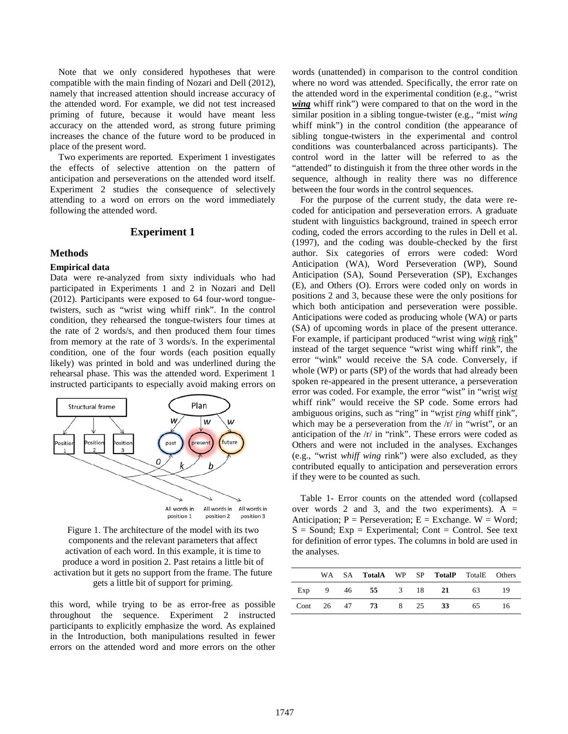Note that we only considered hypotheses that were compatible with the main finding of Nozari and Dell (2012), namely that increased attention should increase accuracy of the attended word. For example, we did not test increased priming of future, because it would have meant less accuracy on the attended word, as strong future priming increases the chance of the future word to be produced in place of the present word.

Two experiments are reported. Experiment 1 investigates the effects of selective attention on the pattern of anticipation and perseverations on the attended word itself. Experiment 2 studies the consequence of selectively attending to a word on errors on the word immediately following the attended word.

## Experiment 1

### Methods

#### Empirical data

Data were re-analyzed from sixty individuals who had participated in Experiments 1 and 2 in Nozari and Dell (2012). Participants were exposed to 64 four-word tongue-twisters, such as "wrist wing whiff rink". In the control condition, they rehearsed the tongue-twisters four times at the rate of 2 words/s, and then produced them four times from memory at the rate of 3 words/s. In the experimental condition, one of the four words (each position equally likely) was printed in bold and was underlined during the rehearsal phase. This was the attended word. Experiment 1 instructed participants to especially avoid making errors on this word, while trying to be as error-free as possible throughout the sequence. Experiment 2 instructed participants to explicitly emphasize the word. As explained in the Introduction, both manipulations resulted in fewer errors on the attended word and more errors on the other words (unattended) in comparison to the control condition where no word was attended. Specifically, the error rate on the attended word in the experimental condition (e.g., "wrist ***wing*** whiff rink") were compared to that on the word in the similar position in a sibling tongue-twister (e.g., "mist *wing* whiff mink") in the control condition (the appearance of sibling tongue-twisters in the experimental and control conditions was counterbalanced across participants). The control word in the latter will be referred to as the "attended" to distinguish it from the three other words in the sequence, although in reality there was no difference between the four words in the control sequences.

Figure 1. The architecture of the model with its two components and the relevant parameters that affect activation of each word. In this example, it is time to produce a word in position 2. Past retains a little bit of activation but it gets no support from the frame. The future gets a little bit of support for priming.

For the purpose of the current study, the data were re-coded for anticipation and perseveration errors. A graduate student with linguistics background, trained in speech error coding, coded the errors according to the rules in Dell et al. (1997), and the coding was double-checked by the first author. Six categories of errors were coded: Word Anticipation (WA), Word Perseveration (WP), Sound Anticipation (SA), Sound Perseveration (SP), Exchanges (E), and Others (O). Errors were coded only on words in positions 2 and 3, because these were the only positions for which both anticipation and perseveration were possible. Anticipations were coded as producing whole (WA) or parts (SA) of upcoming words in place of the present utterance. For example, if participant produced "wrist wing *wink* rink" instead of the target sequence "wrist wing whiff rink", the error "wink" would receive the SA code. Conversely, if whole (WP) or parts (SP) of the words that had already been spoken re-appeared in the present utterance, a perseveration error was coded. For example, the error "wist" in "wrist *wist* whiff rink" would receive the SP code. Some errors had ambiguous origins, such as "ring" in "wrist *ring* whiff rink", which may be a perseveration from the /r/ in "wrist", or an anticipation of the /r/ in "rink". These errors were coded as Others and were not included in the analyses. Exchanges (e.g., "wrist *whiff wing* rink") were also excluded, as they contributed equally to anticipation and perseveration errors if they were to be counted as such.

Table 1- Error counts on the attended word (collapsed over words 2 and 3, and the two experiments). A = Anticipation; P = Perseveration; E = Exchange. W = Word; S = Sound; Exp = Experimental; Cont = Control. See text for definition of error types. The columns in bold are used in the analyses.

| | WA | SA | **TotalA** | WP | SP | **TotalP** | TotalE | Others |
|---|---|---|---|---|---|---|---|---|
| Exp | 9 | 46 | **55** | 3 | 18 | **21** | 63 | 19 |
| Cont | 26 | 47 | **73** | 8 | 25 | **33** | 65 | 16 |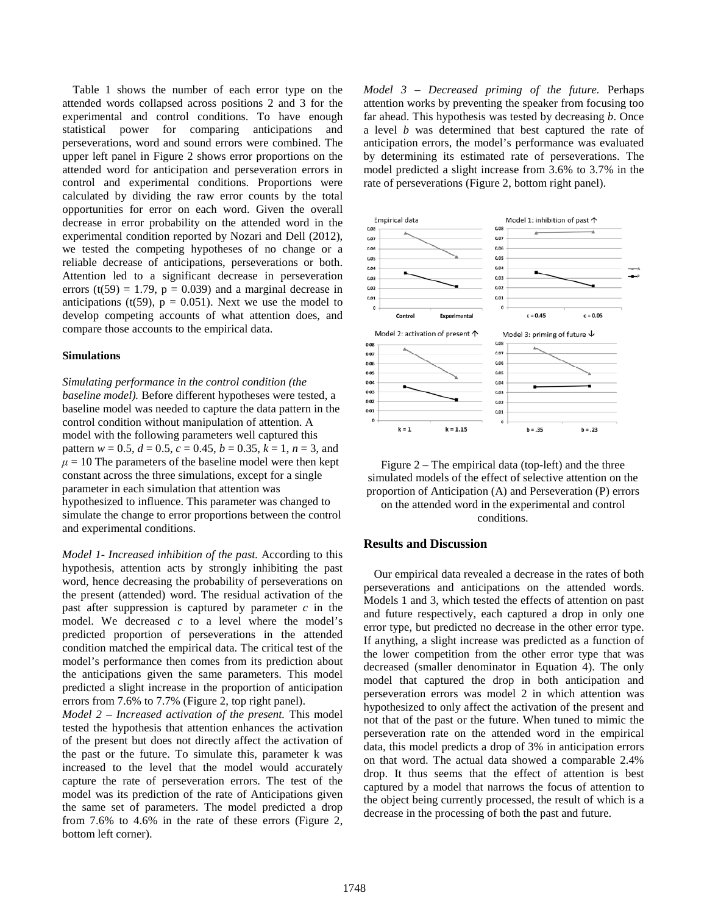Table 1 shows the number of each error type on the attended words collapsed across positions 2 and 3 for the experimental and control conditions. To have enough statistical power for comparing anticipations and perseverations, word and sound errors were combined. The upper left panel in Figure 2 shows error proportions on the attended word for anticipation and perseveration errors in control and experimental conditions. Proportions were calculated by dividing the raw error counts by the total opportunities for error on each word. Given the overall decrease in error probability on the attended word in the experimental condition reported by Nozari and Dell (2012), we tested the competing hypotheses of no change or a reliable decrease of anticipations, perseverations or both. Attention led to a significant decrease in perseveration errors ($t(59) = 1.79$, $p = 0.039$) and a marginal decrease in anticipations ($t(59)$, $p = 0.051$). Next we use the model to develop competing accounts of what attention does, and compare those accounts to the empirical data.

### Simulations

*Simulating performance in the control condition (the baseline model).* Before different hypotheses were tested, a baseline model was needed to capture the data pattern in the control condition without manipulation of attention. A model with the following parameters well captured this pattern $w = 0.5$, $d = 0.5$, $c = 0.45$, $b = 0.35$, $k = 1$, $n = 3$, and $\mu = 10$ The parameters of the baseline model were then kept constant across the three simulations, except for a single parameter in each simulation that attention was hypothesized to influence. This parameter was changed to simulate the change to error proportions between the control and experimental conditions.

*Model 1- Increased inhibition of the past.* According to this hypothesis, attention acts by strongly inhibiting the past word, hence decreasing the probability of perseverations on the present (attended) word. The residual activation of the past after suppression is captured by parameter $c$ in the model. We decreased $c$ to a level where the model's predicted proportion of perseverations in the attended condition matched the empirical data. The critical test of the model's performance then comes from its prediction about the anticipations given the same parameters. This model predicted a slight increase in the proportion of anticipation errors from 7.6% to 7.7% (Figure 2, top right panel).

*Model 2 – Increased activation of the present.* This model tested the hypothesis that attention enhances the activation of the present but does not directly affect the activation of the past or the future. To simulate this, parameter k was increased to the level that the model would accurately capture the rate of perseveration errors. The test of the model was its prediction of the rate of Anticipations given the same set of parameters. The model predicted a drop from 7.6% to 4.6% in the rate of these errors (Figure 2, bottom left corner).

*Model 3 – Decreased priming of the future.* Perhaps attention works by preventing the speaker from focusing too far ahead. This hypothesis was tested by decreasing $b$. Once a level $b$ was determined that best captured the rate of anticipation errors, the model's performance was evaluated by determining its estimated rate of perseverations. The model predicted a slight increase from 3.6% to 3.7% in the rate of perseverations (Figure 2, bottom right panel).

Figure 2 – The empirical data (top-left) and the three simulated models of the effect of selective attention on the proportion of Anticipation (A) and Perseveration (P) errors on the attended word in the experimental and control conditions.

## Results and Discussion

Our empirical data revealed a decrease in the rates of both perseverations and anticipations on the attended words. Models 1 and 3, which tested the effects of attention on past and future respectively, each captured a drop in only one error type, but predicted no decrease in the other error type. If anything, a slight increase was predicted as a function of the lower competition from the other error type that was decreased (smaller denominator in Equation 4). The only model that captured the drop in both anticipation and perseveration errors was model 2 in which attention was hypothesized to only affect the activation of the present and not that of the past or the future. When tuned to mimic the perseveration rate on the attended word in the empirical data, this model predicts a drop of 3% in anticipation errors on that word. The actual data showed a comparable 2.4% drop. It thus seems that the effect of attention is best captured by a model that narrows the focus of attention to the object being currently processed, the result of which is a decrease in the processing of both the past and future.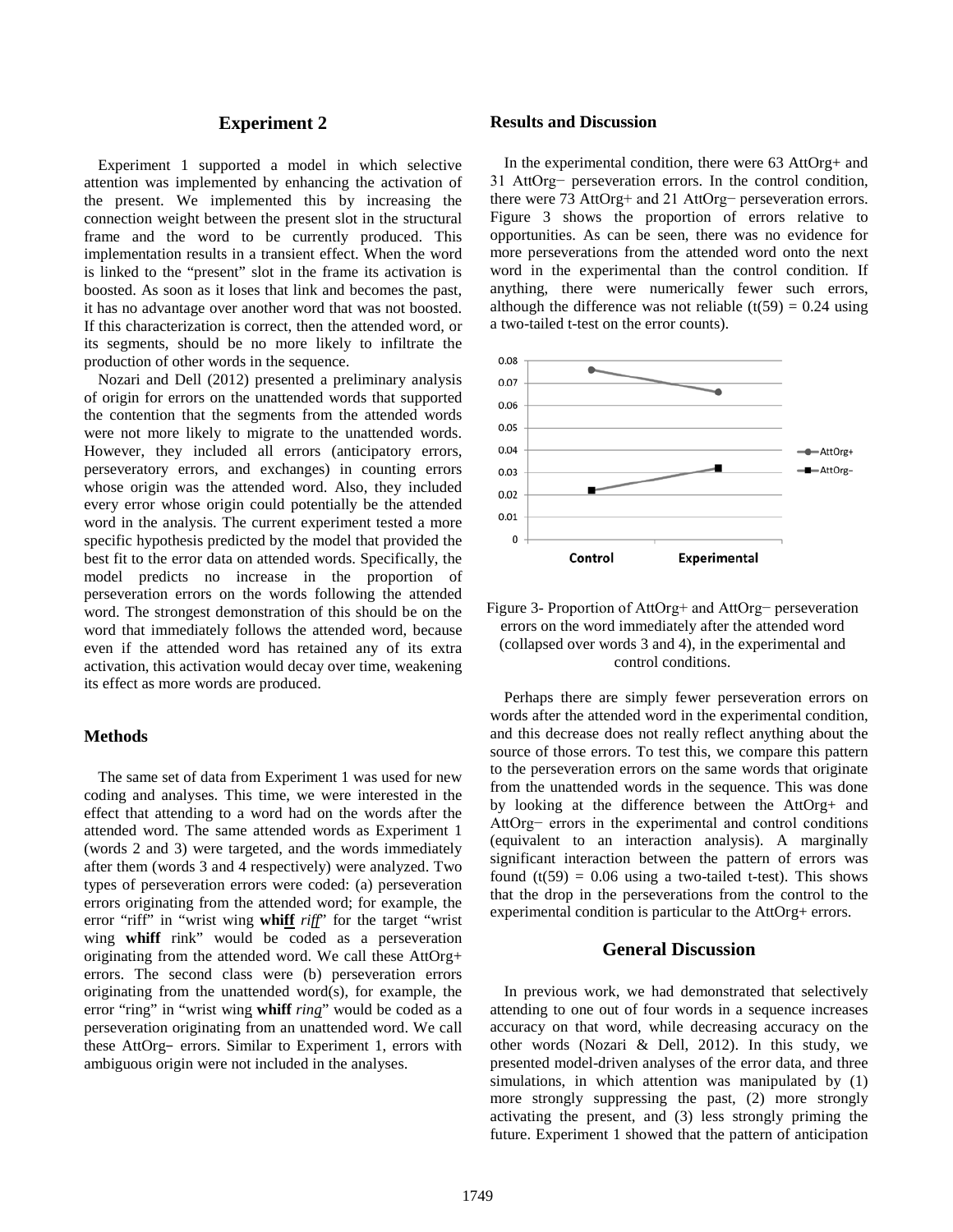## Experiment 2

Experiment 1 supported a model in which selective attention was implemented by enhancing the activation of the present. We implemented this by increasing the connection weight between the present slot in the structural frame and the word to be currently produced. This implementation results in a transient effect. When the word is linked to the "present" slot in the frame its activation is boosted. As soon as it loses that link and becomes the past, it has no advantage over another word that was not boosted. If this characterization is correct, then the attended word, or its segments, should be no more likely to infiltrate the production of other words in the sequence.

Nozari and Dell (2012) presented a preliminary analysis of origin for errors on the unattended words that supported the contention that the segments from the attended words were not more likely to migrate to the unattended words. However, they included all errors (anticipatory errors, perseveratory errors, and exchanges) in counting errors whose origin was the attended word. Also, they included every error whose origin could potentially be the attended word in the analysis. The current experiment tested a more specific hypothesis predicted by the model that provided the best fit to the error data on attended words. Specifically, the model predicts no increase in the proportion of perseveration errors on the words following the attended word. The strongest demonstration of this should be on the word that immediately follows the attended word, because even if the attended word has retained any of its extra activation, this activation would decay over time, weakening its effect as more words are produced.

### Methods

The same set of data from Experiment 1 was used for new coding and analyses. This time, we were interested in the effect that attending to a word had on the words after the attended word. The same attended words as Experiment 1 (words 2 and 3) were targeted, and the words immediately after them (words 3 and 4 respectively) were analyzed. Two types of perseveration errors were coded: (a) perseveration errors originating from the attended word; for example, the error "riff" in "wrist wing **whiff** *riff*" for the target "wrist wing **whiff** rink" would be coded as a perseveration originating from the attended word. We call these AttOrg+ errors. The second class were (b) perseveration errors originating from the unattended word(s), for example, the error "ring" in "wrist wing **whiff** *ring*" would be coded as a perseveration originating from an unattended word. We call these AttOrg− errors. Similar to Experiment 1, errors with ambiguous origin were not included in the analyses.

### Results and Discussion

In the experimental condition, there were 63 AttOrg+ and 31 AttOrg− perseveration errors. In the control condition, there were 73 AttOrg+ and 21 AttOrg− perseveration errors. Figure 3 shows the proportion of errors relative to opportunities. As can be seen, there was no evidence for more perseverations from the attended word onto the next word in the experimental than the control condition. If anything, there were numerically fewer such errors, although the difference was not reliable ($t(59) = 0.24$ using a two-tailed t-test on the error counts).

Figure 3- Proportion of AttOrg+ and AttOrg− perseveration errors on the word immediately after the attended word (collapsed over words 3 and 4), in the experimental and control conditions.

Perhaps there are simply fewer perseveration errors on words after the attended word in the experimental condition, and this decrease does not really reflect anything about the source of those errors. To test this, we compare this pattern to the perseveration errors on the same words that originate from the unattended words in the sequence. This was done by looking at the difference between the AttOrg+ and AttOrg− errors in the experimental and control conditions (equivalent to an interaction analysis). A marginally significant interaction between the pattern of errors was found ($t(59) = 0.06$ using a two-tailed t-test). This shows that the drop in the perseverations from the control to the experimental condition is particular to the AttOrg+ errors.

## General Discussion

In previous work, we had demonstrated that selectively attending to one out of four words in a sequence increases accuracy on that word, while decreasing accuracy on the other words (Nozari & Dell, 2012). In this study, we presented model-driven analyses of the error data, and three simulations, in which attention was manipulated by (1) more strongly suppressing the past, (2) more strongly activating the present, and (3) less strongly priming the future. Experiment 1 showed that the pattern of anticipation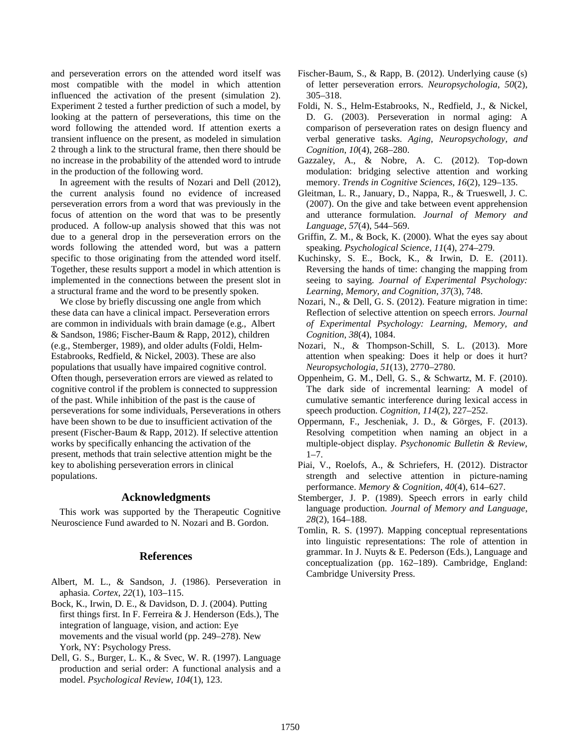and perseveration errors on the attended word itself was most compatible with the model in which attention influenced the activation of the present (simulation 2). Experiment 2 tested a further prediction of such a model, by looking at the pattern of perseverations, this time on the word following the attended word. If attention exerts a transient influence on the present, as modeled in simulation 2 through a link to the structural frame, then there should be no increase in the probability of the attended word to intrude in the production of the following word.

In agreement with the results of Nozari and Dell (2012), the current analysis found no evidence of increased perseveration errors from a word that was previously in the focus of attention on the word that was to be presently produced. A follow-up analysis showed that this was not due to a general drop in the perseveration errors on the words following the attended word, but was a pattern specific to those originating from the attended word itself. Together, these results support a model in which attention is implemented in the connections between the present slot in a structural frame and the word to be presently spoken.

We close by briefly discussing one angle from which these data can have a clinical impact. Perseveration errors are common in individuals with brain damage (e.g., Albert & Sandson, 1986; Fischer-Baum & Rapp, 2012), children (e.g., Stemberger, 1989), and older adults (Foldi, Helm-Estabrooks, Redfield, & Nickel, 2003). These are also populations that usually have impaired cognitive control. Often though, perseveration errors are viewed as related to cognitive control if the problem is connected to suppression of the past. While inhibition of the past is the cause of perseverations for some individuals, Perseverations in others have been shown to be due to insufficient activation of the present (Fischer-Baum & Rapp, 2012). If selective attention works by specifically enhancing the activation of the present, methods that train selective attention might be the key to abolishing perseveration errors in clinical populations.

## Acknowledgments

This work was supported by the Therapeutic Cognitive Neuroscience Fund awarded to N. Nozari and B. Gordon.

## References

Albert, M. L., & Sandson, J. (1986). Perseveration in aphasia. *Cortex*, *22*(1), 103–115.

Bock, K., Irwin, D. E., & Davidson, D. J. (2004). Putting first things first. In F. Ferreira & J. Henderson (Eds.), The integration of language, vision, and action: Eye movements and the visual world (pp. 249–278). New York, NY: Psychology Press.

Dell, G. S., Burger, L. K., & Svec, W. R. (1997). Language production and serial order: A functional analysis and a model. *Psychological Review*, *104*(1), 123.

Fischer-Baum, S., & Rapp, B. (2012). Underlying cause (s) of letter perseveration errors. *Neuropsychologia*, *50*(2), 305–318.

Foldi, N. S., Helm-Estabrooks, N., Redfield, J., & Nickel, D. G. (2003). Perseveration in normal aging: A comparison of perseveration rates on design fluency and verbal generative tasks. *Aging, Neuropsychology, and Cognition*, *10*(4), 268–280.

Gazzaley, A., & Nobre, A. C. (2012). Top-down modulation: bridging selective attention and working memory. *Trends in Cognitive Sciences*, *16*(2), 129–135.

Gleitman, L. R., January, D., Nappa, R., & Trueswell, J. C. (2007). On the give and take between event apprehension and utterance formulation. *Journal of Memory and Language*, *57*(4), 544–569.

Griffin, Z. M., & Bock, K. (2000). What the eyes say about speaking. *Psychological Science*, *11*(4), 274–279.

Kuchinsky, S. E., Bock, K., & Irwin, D. E. (2011). Reversing the hands of time: changing the mapping from seeing to saying. *Journal of Experimental Psychology: Learning, Memory, and Cognition*, *37*(3), 748.

Nozari, N., & Dell, G. S. (2012). Feature migration in time: Reflection of selective attention on speech errors. *Journal of Experimental Psychology: Learning, Memory, and Cognition*, *38*(4), 1084.

Nozari, N., & Thompson-Schill, S. L. (2013). More attention when speaking: Does it help or does it hurt? *Neuropsychologia*, *51*(13), 2770–2780.

Oppenheim, G. M., Dell, G. S., & Schwartz, M. F. (2010). The dark side of incremental learning: A model of cumulative semantic interference during lexical access in speech production. *Cognition*, *114*(2), 227–252.

Oppermann, F., Jescheniak, J. D., & Görges, F. (2013). Resolving competition when naming an object in a multiple-object display. *Psychonomic Bulletin & Review*, 1–7.

Piai, V., Roelofs, A., & Schriefers, H. (2012). Distractor strength and selective attention in picture-naming performance. *Memory & Cognition*, *40*(4), 614–627.

Stemberger, J. P. (1989). Speech errors in early child language production. *Journal of Memory and Language*, *28*(2), 164–188.

Tomlin, R. S. (1997). Mapping conceptual representations into linguistic representations: The role of attention in grammar. In J. Nuyts & E. Pederson (Eds.), Language and conceptualization (pp. 162–189). Cambridge, England: Cambridge University Press.